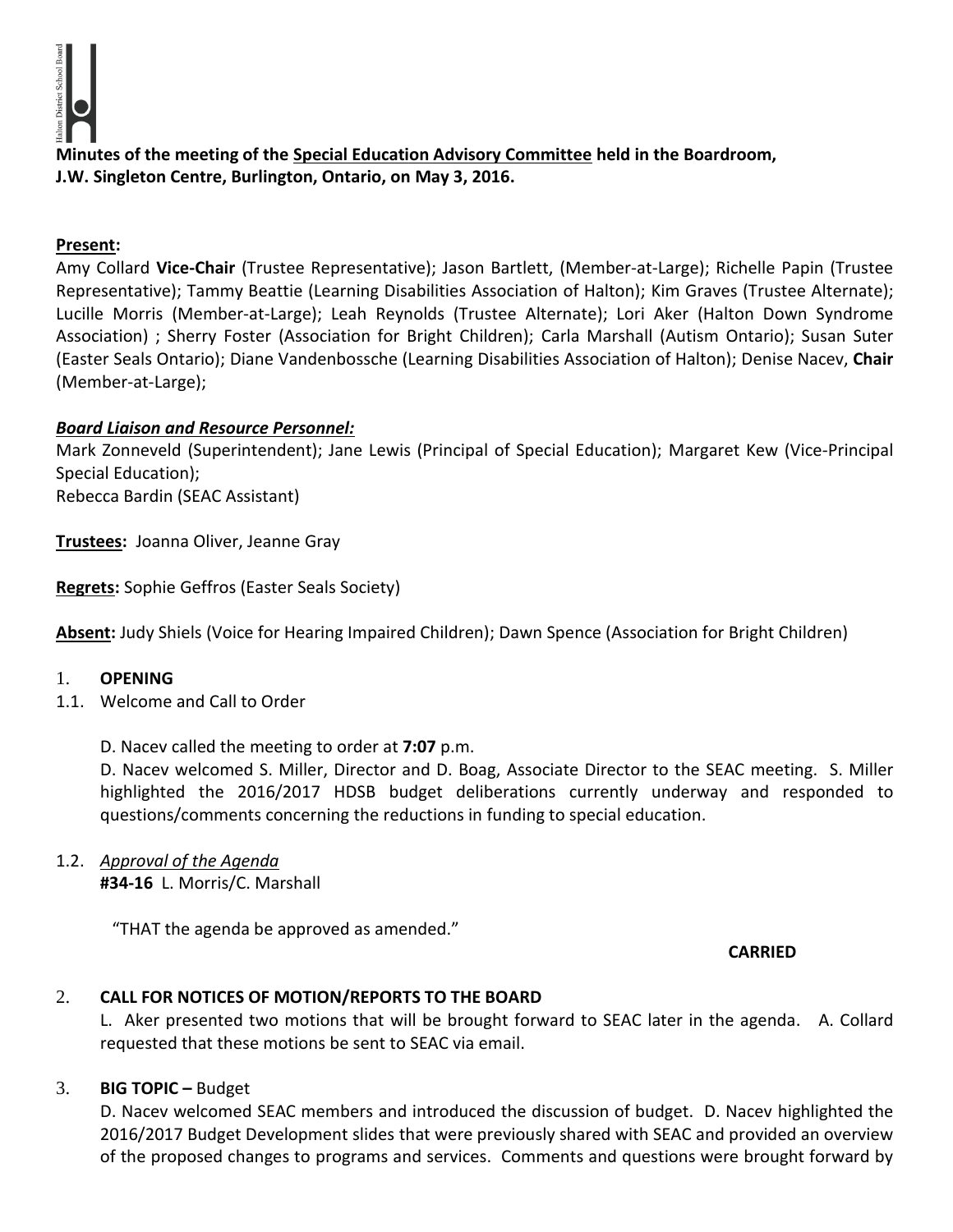**Minutes of the meeting of the Special Education Advisory Committee held in the Boardroom, J.W. Singleton Centre, Burlington, Ontario, on May 3, 2016.**

**Present:**
Amy Collard **Vice-Chair** (Trustee Representative); Jason Bartlett, (Member-at-Large); Richelle Papin (Trustee Representative); Tammy Beattie (Learning Disabilities Association of Halton); Kim Graves (Trustee Alternate); Lucille Morris (Member-at-Large); Leah Reynolds (Trustee Alternate); Lori Aker (Halton Down Syndrome Association) ; Sherry Foster (Association for Bright Children); Carla Marshall (Autism Ontario); Susan Suter (Easter Seals Ontario); Diane Vandenbossche (Learning Disabilities Association of Halton); Denise Nacev, **Chair** (Member-at-Large);

***Board Liaison and Resource Personnel:***
Mark Zonneveld (Superintendent); Jane Lewis (Principal of Special Education); Margaret Kew (Vice-Principal Special Education);
Rebecca Bardin (SEAC Assistant)

**Trustees:** Joanna Oliver, Jeanne Gray

**Regrets:** Sophie Geffros (Easter Seals Society)

**Absent:** Judy Shiels (Voice for Hearing Impaired Children); Dawn Spence (Association for Bright Children)

1. **OPENING**

1.1. Welcome and Call to Order

D. Nacev called the meeting to order at **7:07** p.m.
D. Nacev welcomed S. Miller, Director and D. Boag, Associate Director to the SEAC meeting. S. Miller highlighted the 2016/2017 HDSB budget deliberations currently underway and responded to questions/comments concerning the reductions in funding to special education.

1.2. *Approval of the Agenda*
**#34-16** L. Morris/C. Marshall

"THAT the agenda be approved as amended."

**CARRIED**

2. **CALL FOR NOTICES OF MOTION/REPORTS TO THE BOARD**
L. Aker presented two motions that will be brought forward to SEAC later in the agenda. A. Collard requested that these motions be sent to SEAC via email.

3. **BIG TOPIC –** Budget
D. Nacev welcomed SEAC members and introduced the discussion of budget. D. Nacev highlighted the 2016/2017 Budget Development slides that were previously shared with SEAC and provided an overview of the proposed changes to programs and services. Comments and questions were brought forward by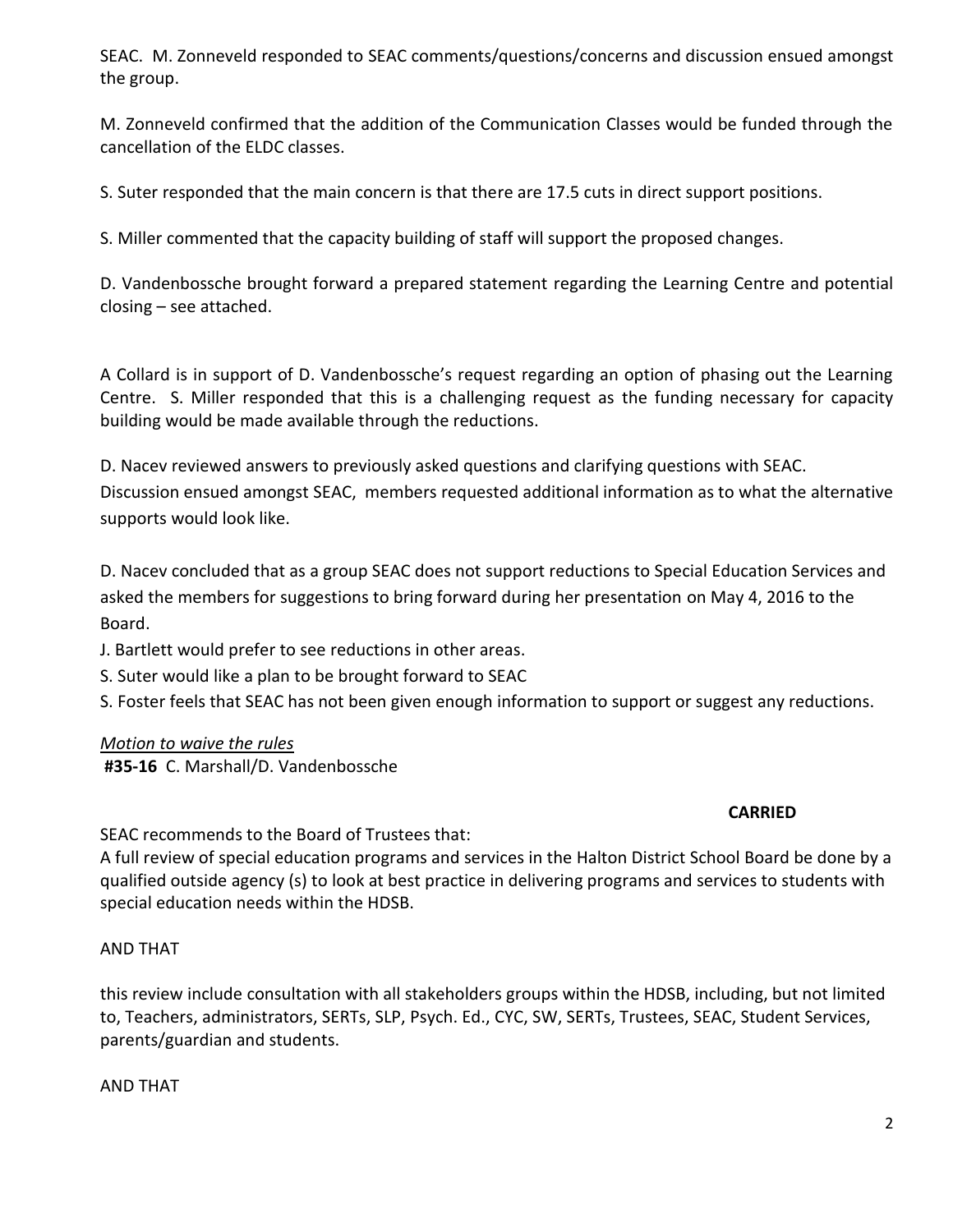SEAC. M. Zonneveld responded to SEAC comments/questions/concerns and discussion ensued amongst the group.

M. Zonneveld confirmed that the addition of the Communication Classes would be funded through the cancellation of the ELDC classes.

S. Suter responded that the main concern is that there are 17.5 cuts in direct support positions.

S. Miller commented that the capacity building of staff will support the proposed changes.

D. Vandenbossche brought forward a prepared statement regarding the Learning Centre and potential closing – see attached.

A Collard is in support of D. Vandenbossche's request regarding an option of phasing out the Learning Centre. S. Miller responded that this is a challenging request as the funding necessary for capacity building would be made available through the reductions.

D. Nacev reviewed answers to previously asked questions and clarifying questions with SEAC. Discussion ensued amongst SEAC, members requested additional information as to what the alternative supports would look like.

D. Nacev concluded that as a group SEAC does not support reductions to Special Education Services and asked the members for suggestions to bring forward during her presentation on May 4, 2016 to the Board.

J. Bartlett would prefer to see reductions in other areas.

S. Suter would like a plan to be brought forward to SEAC

S. Foster feels that SEAC has not been given enough information to support or suggest any reductions.

*Motion to waive the rules*

**#35-16** C. Marshall/D. Vandenbossche

**CARRIED**

SEAC recommends to the Board of Trustees that:

A full review of special education programs and services in the Halton District School Board be done by a qualified outside agency (s) to look at best practice in delivering programs and services to students with special education needs within the HDSB.

AND THAT

this review include consultation with all stakeholders groups within the HDSB, including, but not limited to, Teachers, administrators, SERTs, SLP, Psych. Ed., CYC, SW, SERTs, Trustees, SEAC, Student Services, parents/guardian and students.

AND THAT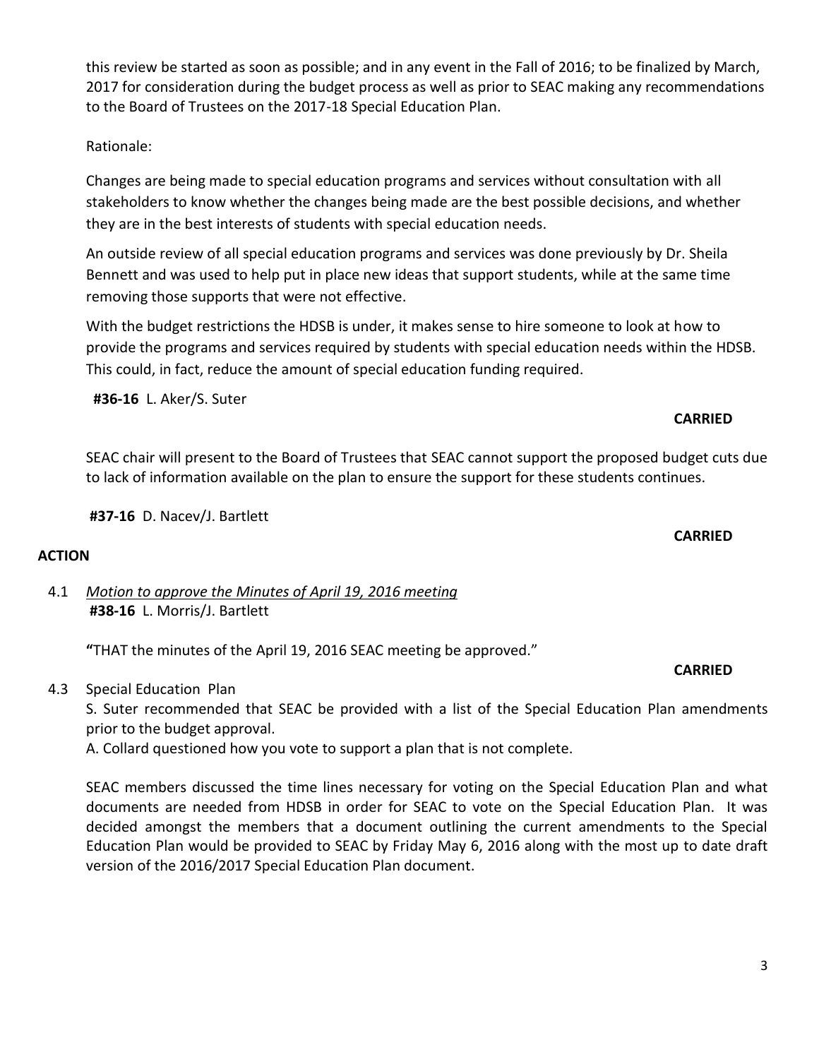this review be started as soon as possible; and in any event in the Fall of 2016; to be finalized by March, 2017 for consideration during the budget process as well as prior to SEAC making any recommendations to the Board of Trustees on the 2017-18 Special Education Plan.

Rationale:

Changes are being made to special education programs and services without consultation with all stakeholders to know whether the changes being made are the best possible decisions, and whether they are in the best interests of students with special education needs.

An outside review of all special education programs and services was done previously by Dr. Sheila Bennett and was used to help put in place new ideas that support students, while at the same time removing those supports that were not effective.

With the budget restrictions the HDSB is under, it makes sense to hire someone to look at how to provide the programs and services required by students with special education needs within the HDSB. This could, in fact, reduce the amount of special education funding required.

**#36-16** L. Aker/S. Suter

**CARRIED**

SEAC chair will present to the Board of Trustees that SEAC cannot support the proposed budget cuts due to lack of information available on the plan to ensure the support for these students continues.

**#37-16** D. Nacev/J. Bartlett

**CARRIED**

**ACTION**

4.1 *Motion to approve the Minutes of April 19, 2016 meeting*
**#38-16** L. Morris/J. Bartlett

**"**THAT the minutes of the April 19, 2016 SEAC meeting be approved."

**CARRIED**

4.3 Special Education Plan

S. Suter recommended that SEAC be provided with a list of the Special Education Plan amendments prior to the budget approval.

A. Collard questioned how you vote to support a plan that is not complete.

SEAC members discussed the time lines necessary for voting on the Special Education Plan and what documents are needed from HDSB in order for SEAC to vote on the Special Education Plan. It was decided amongst the members that a document outlining the current amendments to the Special Education Plan would be provided to SEAC by Friday May 6, 2016 along with the most up to date draft version of the 2016/2017 Special Education Plan document.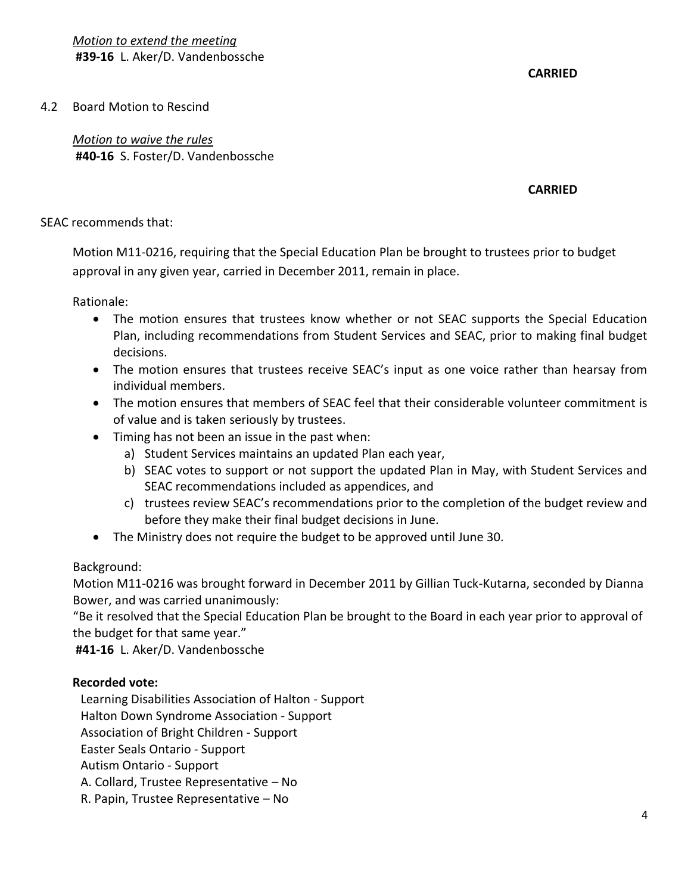*Motion to extend the meeting*
**#39-16** L. Aker/D. Vandenbossche

**CARRIED**

4.2 Board Motion to Rescind

*Motion to waive the rules*
**#40-16** S. Foster/D. Vandenbossche

**CARRIED**

SEAC recommends that:

Motion M11-0216, requiring that the Special Education Plan be brought to trustees prior to budget approval in any given year, carried in December 2011, remain in place.

Rationale:

- The motion ensures that trustees know whether or not SEAC supports the Special Education Plan, including recommendations from Student Services and SEAC, prior to making final budget decisions.
- The motion ensures that trustees receive SEAC's input as one voice rather than hearsay from individual members.
- The motion ensures that members of SEAC feel that their considerable volunteer commitment is of value and is taken seriously by trustees.
- Timing has not been an issue in the past when:
  a) Student Services maintains an updated Plan each year,
  b) SEAC votes to support or not support the updated Plan in May, with Student Services and SEAC recommendations included as appendices, and
  c) trustees review SEAC's recommendations prior to the completion of the budget review and before they make their final budget decisions in June.
- The Ministry does not require the budget to be approved until June 30.

Background:
Motion M11-0216 was brought forward in December 2011 by Gillian Tuck-Kutarna, seconded by Dianna Bower, and was carried unanimously:
"Be it resolved that the Special Education Plan be brought to the Board in each year prior to approval of the budget for that same year."
**#41-16** L. Aker/D. Vandenbossche

**Recorded vote:**
Learning Disabilities Association of Halton - Support
Halton Down Syndrome Association - Support
Association of Bright Children - Support
Easter Seals Ontario - Support
Autism Ontario - Support
A. Collard, Trustee Representative – No
R. Papin, Trustee Representative – No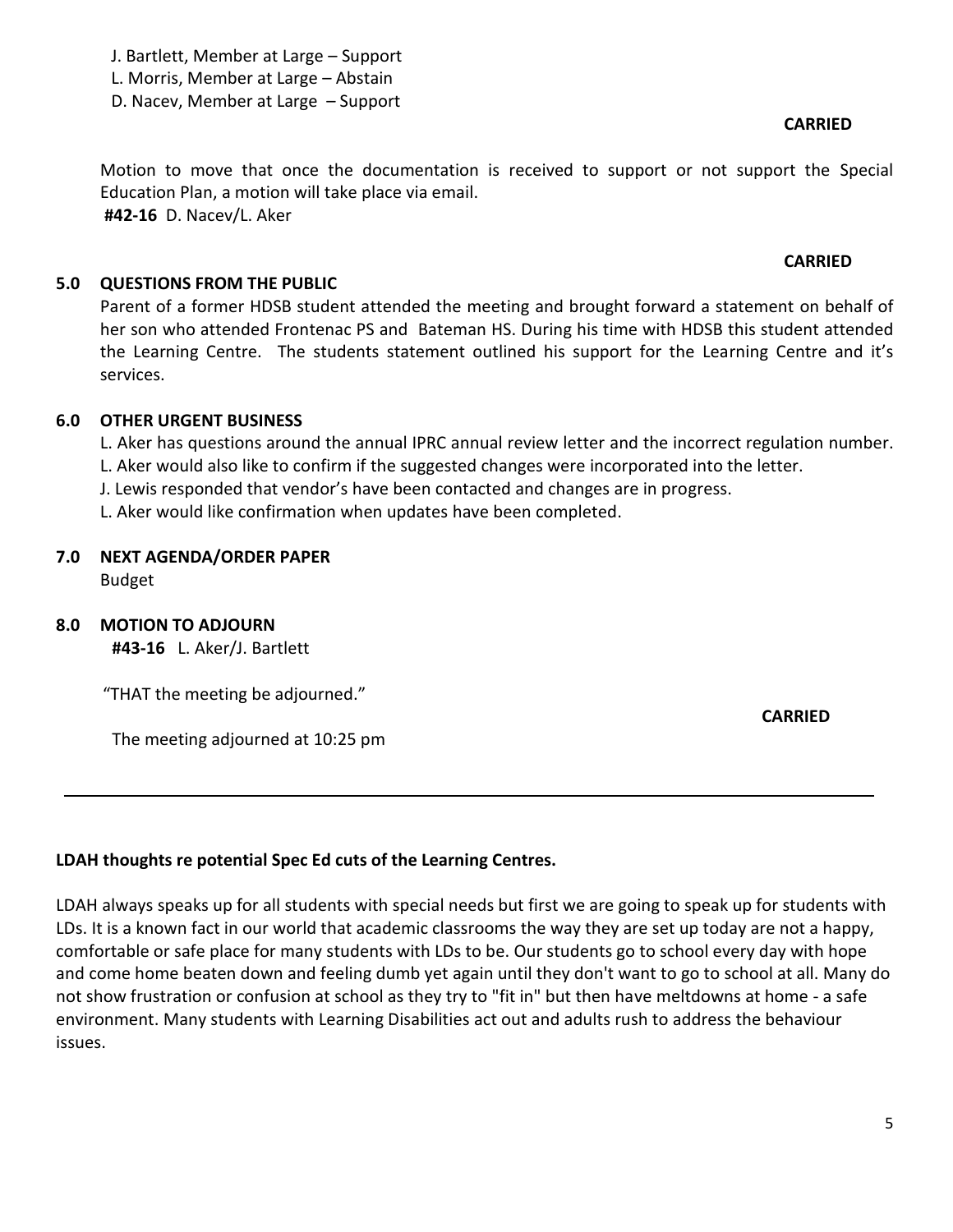J. Bartlett, Member at Large – Support
L. Morris, Member at Large – Abstain
D. Nacev, Member at Large – Support

**CARRIED**

Motion to move that once the documentation is received to support or not support the Special Education Plan, a motion will take place via email.
**#42-16** D. Nacev/L. Aker

**CARRIED**

## 5.0 QUESTIONS FROM THE PUBLIC

Parent of a former HDSB student attended the meeting and brought forward a statement on behalf of her son who attended Frontenac PS and Bateman HS. During his time with HDSB this student attended the Learning Centre. The students statement outlined his support for the Learning Centre and it's services.

## 6.0 OTHER URGENT BUSINESS

L. Aker has questions around the annual IPRC annual review letter and the incorrect regulation number.
L. Aker would also like to confirm if the suggested changes were incorporated into the letter.
J. Lewis responded that vendor's have been contacted and changes are in progress.
L. Aker would like confirmation when updates have been completed.

## 7.0 NEXT AGENDA/ORDER PAPER

Budget

## 8.0 MOTION TO ADJOURN

**#43-16** L. Aker/J. Bartlett

"THAT the meeting be adjourned."

**CARRIED**

The meeting adjourned at 10:25 pm

---

**LDAH thoughts re potential Spec Ed cuts of the Learning Centres.**

LDAH always speaks up for all students with special needs but first we are going to speak up for students with LDs. It is a known fact in our world that academic classrooms the way they are set up today are not a happy, comfortable or safe place for many students with LDs to be. Our students go to school every day with hope and come home beaten down and feeling dumb yet again until they don't want to go to school at all. Many do not show frustration or confusion at school as they try to "fit in" but then have meltdowns at home - a safe environment. Many students with Learning Disabilities act out and adults rush to address the behaviour issues.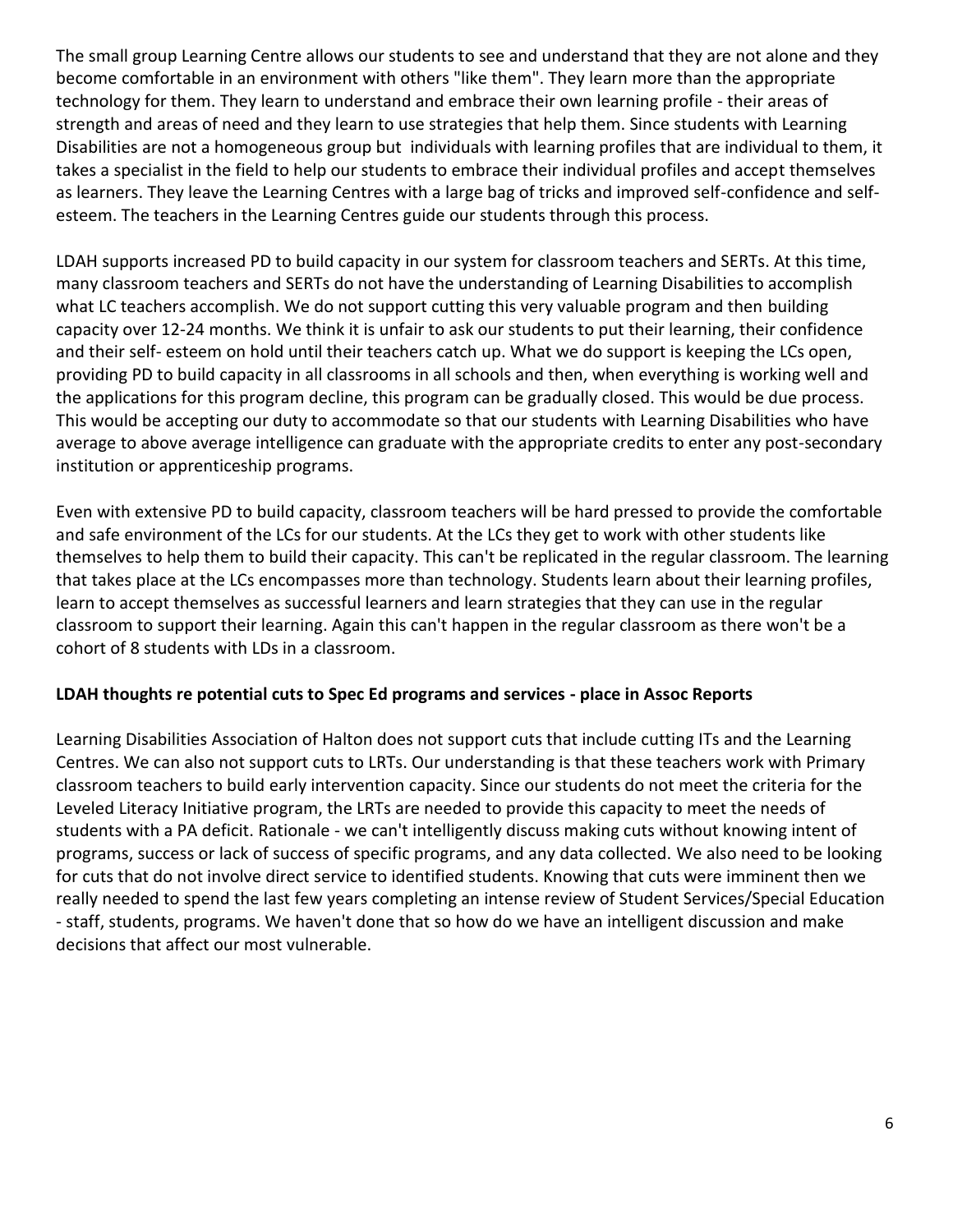The small group Learning Centre allows our students to see and understand that they are not alone and they become comfortable in an environment with others "like them". They learn more than the appropriate technology for them. They learn to understand and embrace their own learning profile - their areas of strength and areas of need and they learn to use strategies that help them. Since students with Learning Disabilities are not a homogeneous group but individuals with learning profiles that are individual to them, it takes a specialist in the field to help our students to embrace their individual profiles and accept themselves as learners. They leave the Learning Centres with a large bag of tricks and improved self-confidence and self-esteem. The teachers in the Learning Centres guide our students through this process.

LDAH supports increased PD to build capacity in our system for classroom teachers and SERTs. At this time, many classroom teachers and SERTs do not have the understanding of Learning Disabilities to accomplish what LC teachers accomplish. We do not support cutting this very valuable program and then building capacity over 12-24 months. We think it is unfair to ask our students to put their learning, their confidence and their self- esteem on hold until their teachers catch up. What we do support is keeping the LCs open, providing PD to build capacity in all classrooms in all schools and then, when everything is working well and the applications for this program decline, this program can be gradually closed. This would be due process. This would be accepting our duty to accommodate so that our students with Learning Disabilities who have average to above average intelligence can graduate with the appropriate credits to enter any post-secondary institution or apprenticeship programs.

Even with extensive PD to build capacity, classroom teachers will be hard pressed to provide the comfortable and safe environment of the LCs for our students. At the LCs they get to work with other students like themselves to help them to build their capacity. This can't be replicated in the regular classroom. The learning that takes place at the LCs encompasses more than technology. Students learn about their learning profiles, learn to accept themselves as successful learners and learn strategies that they can use in the regular classroom to support their learning. Again this can't happen in the regular classroom as there won't be a cohort of 8 students with LDs in a classroom.

**LDAH thoughts re potential cuts to Spec Ed programs and services - place in Assoc Reports**

Learning Disabilities Association of Halton does not support cuts that include cutting ITs and the Learning Centres. We can also not support cuts to LRTs. Our understanding is that these teachers work with Primary classroom teachers to build early intervention capacity. Since our students do not meet the criteria for the Leveled Literacy Initiative program, the LRTs are needed to provide this capacity to meet the needs of students with a PA deficit. Rationale - we can't intelligently discuss making cuts without knowing intent of programs, success or lack of success of specific programs, and any data collected. We also need to be looking for cuts that do not involve direct service to identified students. Knowing that cuts were imminent then we really needed to spend the last few years completing an intense review of Student Services/Special Education - staff, students, programs. We haven't done that so how do we have an intelligent discussion and make decisions that affect our most vulnerable.